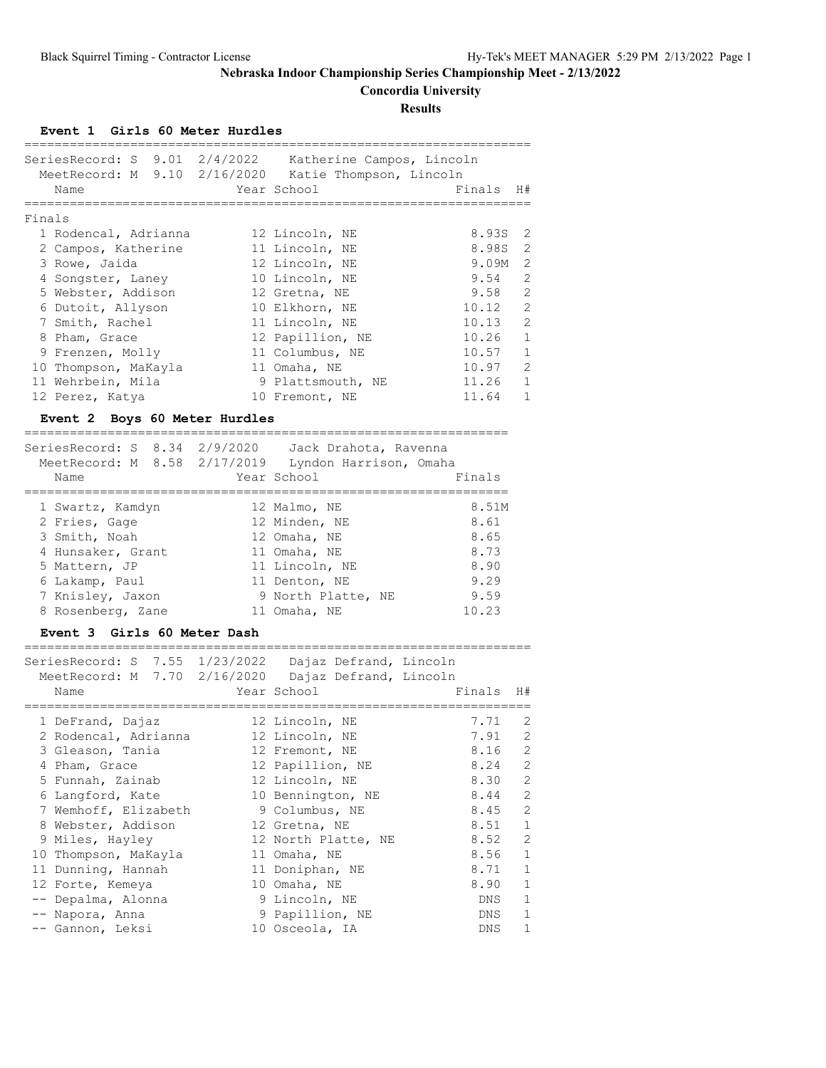# Nebraska Indoor Championship Series Championship Meet - 2/13/2022

## Concordia University

### Results

#### Event 1 Girls 60 Meter Hurdles

SeriesRecord: S 9.01 2/4/2022 Katherine Campos, Lincoln
MeetRecord: M 9.10 2/16/2020 Katie Thompson, Lincoln

Finals

| Place | Name | Year | School | Finals | H# |
|---|---|---|---|---|---|
| 1 | Rodencal, Adrianna | 12 | Lincoln, NE | 8.93S | 2 |
| 2 | Campos, Katherine | 11 | Lincoln, NE | 8.98S | 2 |
| 3 | Rowe, Jaida | 12 | Lincoln, NE | 9.09M | 2 |
| 4 | Songster, Laney | 10 | Lincoln, NE | 9.54 | 2 |
| 5 | Webster, Addison | 12 | Gretna, NE | 9.58 | 2 |
| 6 | Dutoit, Allyson | 10 | Elkhorn, NE | 10.12 | 2 |
| 7 | Smith, Rachel | 11 | Lincoln, NE | 10.13 | 2 |
| 8 | Pham, Grace | 12 | Papillion, NE | 10.26 | 1 |
| 9 | Frenzen, Molly | 11 | Columbus, NE | 10.57 | 1 |
| 10 | Thompson, MaKayla | 11 | Omaha, NE | 10.97 | 2 |
| 11 | Wehrbein, Mila | 9 | Plattsmouth, NE | 11.26 | 1 |
| 12 | Perez, Katya | 10 | Fremont, NE | 11.64 | 1 |

#### Event 2 Boys 60 Meter Hurdles

SeriesRecord: S 8.34 2/9/2020 Jack Drahota, Ravenna
MeetRecord: M 8.58 2/17/2019 Lyndon Harrison, Omaha

| Place | Name | Year | School | Finals |
|---|---|---|---|---|
| 1 | Swartz, Kamdyn | 12 | Malmo, NE | 8.51M |
| 2 | Fries, Gage | 12 | Minden, NE | 8.61 |
| 3 | Smith, Noah | 12 | Omaha, NE | 8.65 |
| 4 | Hunsaker, Grant | 11 | Omaha, NE | 8.73 |
| 5 | Mattern, JP | 11 | Lincoln, NE | 8.90 |
| 6 | Lakamp, Paul | 11 | Denton, NE | 9.29 |
| 7 | Knisley, Jaxon | 9 | North Platte, NE | 9.59 |
| 8 | Rosenberg, Zane | 11 | Omaha, NE | 10.23 |

#### Event 3 Girls 60 Meter Dash

SeriesRecord: S 7.55 1/23/2022 Dajaz Defrand, Lincoln
MeetRecord: M 7.70 2/16/2020 Dajaz Defrand, Lincoln

| Place | Name | Year | School | Finals | H# |
|---|---|---|---|---|---|
| 1 | DeFrand, Dajaz | 12 | Lincoln, NE | 7.71 | 2 |
| 2 | Rodencal, Adrianna | 12 | Lincoln, NE | 7.91 | 2 |
| 3 | Gleason, Tania | 12 | Fremont, NE | 8.16 | 2 |
| 4 | Pham, Grace | 12 | Papillion, NE | 8.24 | 2 |
| 5 | Funnah, Zainab | 12 | Lincoln, NE | 8.30 | 2 |
| 6 | Langford, Kate | 10 | Bennington, NE | 8.44 | 2 |
| 7 | Wemhoff, Elizabeth | 9 | Columbus, NE | 8.45 | 2 |
| 8 | Webster, Addison | 12 | Gretna, NE | 8.51 | 1 |
| 9 | Miles, Hayley | 12 | North Platte, NE | 8.52 | 2 |
| 10 | Thompson, MaKayla | 11 | Omaha, NE | 8.56 | 1 |
| 11 | Dunning, Hannah | 11 | Doniphan, NE | 8.71 | 1 |
| 12 | Forte, Kemeya | 10 | Omaha, NE | 8.90 | 1 |
| -- | Depalma, Alonna | 9 | Lincoln, NE | DNS | 1 |
| -- | Napora, Anna | 9 | Papillion, NE | DNS | 1 |
| -- | Gannon, Leksi | 10 | Osceola, IA | DNS | 1 |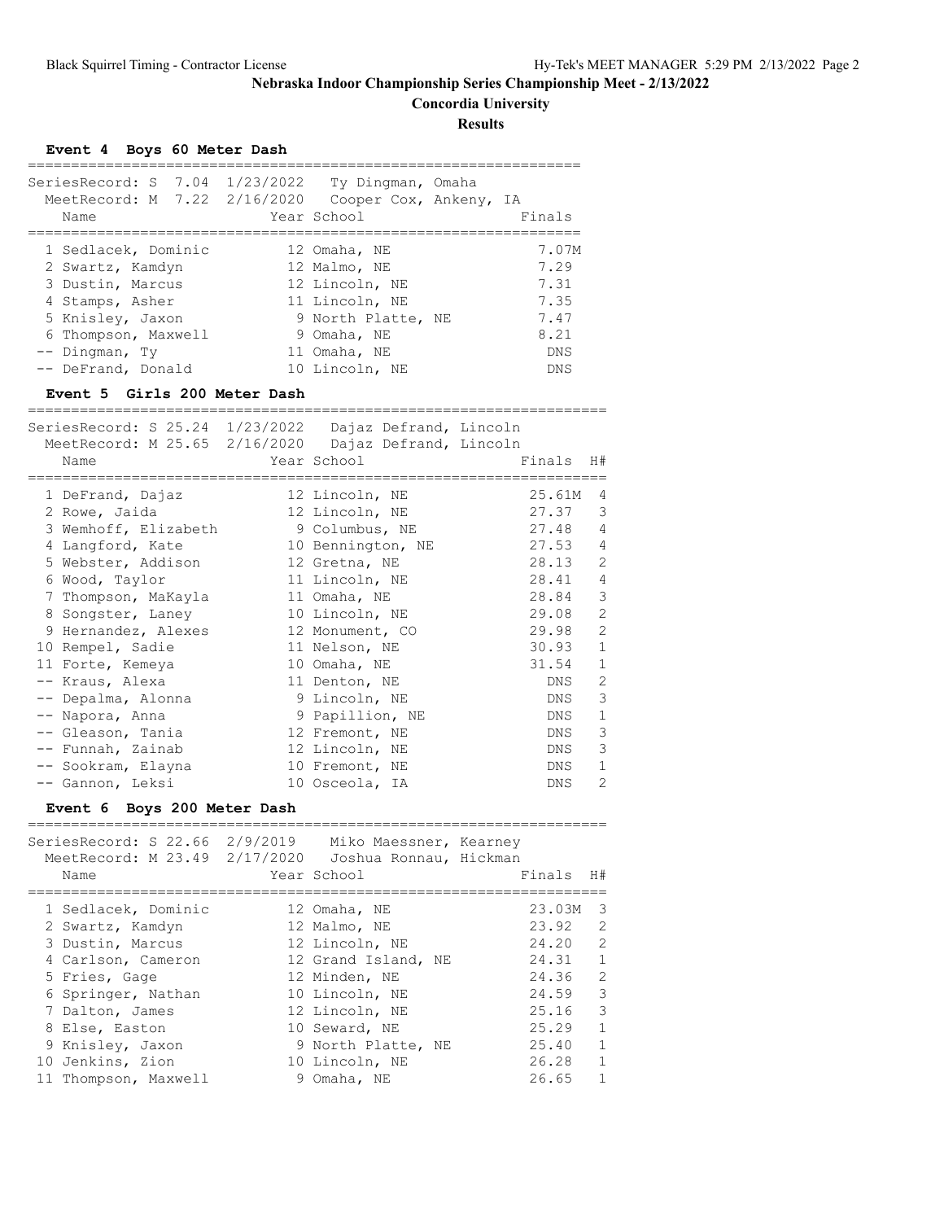# Nebraska Indoor Championship Series Championship Meet - 2/13/2022

## Concordia University

### Results

#### Event 4 Boys 60 Meter Dash

SeriesRecord: S 7.04 1/23/2022 Ty Dingman, Omaha
MeetRecord: M 7.22 2/16/2020 Cooper Cox, Ankeny, IA

| | Name | Year | School | Finals |
|---|---|---|---|---|
| 1 | Sedlacek, Dominic | 12 | Omaha, NE | 7.07M |
| 2 | Swartz, Kamdyn | 12 | Malmo, NE | 7.29 |
| 3 | Dustin, Marcus | 12 | Lincoln, NE | 7.31 |
| 4 | Stamps, Asher | 11 | Lincoln, NE | 7.35 |
| 5 | Knisley, Jaxon | 9 | North Platte, NE | 7.47 |
| 6 | Thompson, Maxwell | 9 | Omaha, NE | 8.21 |
| -- | Dingman, Ty | 11 | Omaha, NE | DNS |
| -- | DeFrand, Donald | 10 | Lincoln, NE | DNS |

#### Event 5 Girls 200 Meter Dash

SeriesRecord: S 25.24 1/23/2022 Dajaz Defrand, Lincoln
MeetRecord: M 25.65 2/16/2020 Dajaz Defrand, Lincoln

| | Name | Year | School | Finals | H# |
|---|---|---|---|---|---|
| 1 | DeFrand, Dajaz | 12 | Lincoln, NE | 25.61M | 4 |
| 2 | Rowe, Jaida | 12 | Lincoln, NE | 27.37 | 3 |
| 3 | Wemhoff, Elizabeth | 9 | Columbus, NE | 27.48 | 4 |
| 4 | Langford, Kate | 10 | Bennington, NE | 27.53 | 4 |
| 5 | Webster, Addison | 12 | Gretna, NE | 28.13 | 2 |
| 6 | Wood, Taylor | 11 | Lincoln, NE | 28.41 | 4 |
| 7 | Thompson, MaKayla | 11 | Omaha, NE | 28.84 | 3 |
| 8 | Songster, Laney | 10 | Lincoln, NE | 29.08 | 2 |
| 9 | Hernandez, Alexes | 12 | Monument, CO | 29.98 | 2 |
| 10 | Rempel, Sadie | 11 | Nelson, NE | 30.93 | 1 |
| 11 | Forte, Kemeya | 10 | Omaha, NE | 31.54 | 1 |
| -- | Kraus, Alexa | 11 | Denton, NE | DNS | 2 |
| -- | Depalma, Alonna | 9 | Lincoln, NE | DNS | 3 |
| -- | Napora, Anna | 9 | Papillion, NE | DNS | 1 |
| -- | Gleason, Tania | 12 | Fremont, NE | DNS | 3 |
| -- | Funnah, Zainab | 12 | Lincoln, NE | DNS | 3 |
| -- | Sookram, Elayna | 10 | Fremont, NE | DNS | 1 |
| -- | Gannon, Leksi | 10 | Osceola, IA | DNS | 2 |

#### Event 6 Boys 200 Meter Dash

SeriesRecord: S 22.66 2/9/2019 Miko Maessner, Kearney
MeetRecord: M 23.49 2/17/2020 Joshua Ronnau, Hickman

| | Name | Year | School | Finals | H# |
|---|---|---|---|---|---|
| 1 | Sedlacek, Dominic | 12 | Omaha, NE | 23.03M | 3 |
| 2 | Swartz, Kamdyn | 12 | Malmo, NE | 23.92 | 2 |
| 3 | Dustin, Marcus | 12 | Lincoln, NE | 24.20 | 2 |
| 4 | Carlson, Cameron | 12 | Grand Island, NE | 24.31 | 1 |
| 5 | Fries, Gage | 12 | Minden, NE | 24.36 | 2 |
| 6 | Springer, Nathan | 10 | Lincoln, NE | 24.59 | 3 |
| 7 | Dalton, James | 12 | Lincoln, NE | 25.16 | 3 |
| 8 | Else, Easton | 10 | Seward, NE | 25.29 | 1 |
| 9 | Knisley, Jaxon | 9 | North Platte, NE | 25.40 | 1 |
| 10 | Jenkins, Zion | 10 | Lincoln, NE | 26.28 | 1 |
| 11 | Thompson, Maxwell | 9 | Omaha, NE | 26.65 | 1 |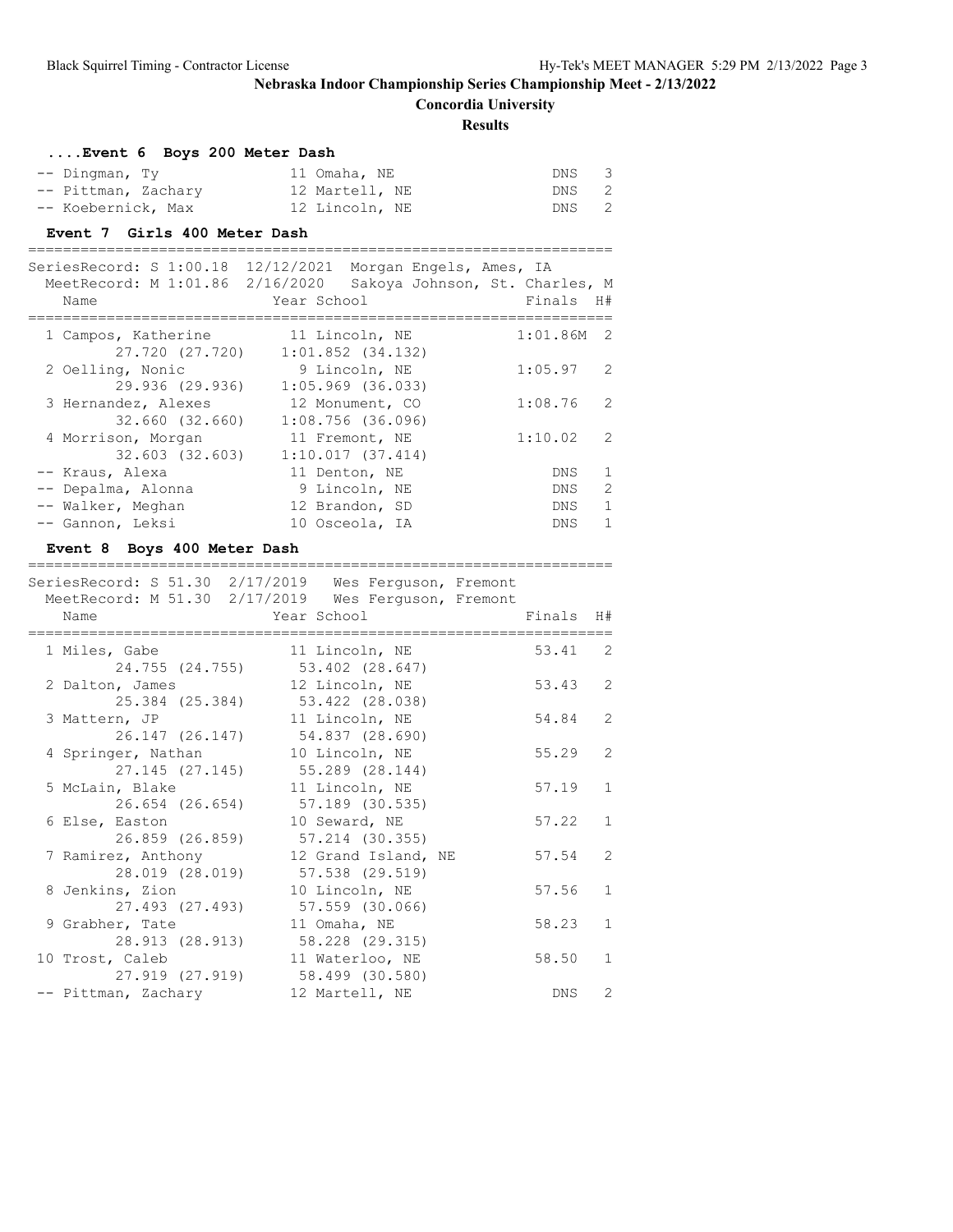**Nebraska Indoor Championship Series Championship Meet - 2/13/2022**

**Concordia University**

**Results**

### ....Event 6 Boys 200 Meter Dash

| Place | Name | Year | School | Finals | H# |
|---|---|---|---|---|---|
| -- | Dingman, Ty | 11 | Omaha, NE | DNS | 3 |
| -- | Pittman, Zachary | 12 | Martell, NE | DNS | 2 |
| -- | Koebernick, Max | 12 | Lincoln, NE | DNS | 2 |

### Event 7 Girls 400 Meter Dash

SeriesRecord: S 1:00.18 12/12/2021 Morgan Engels, Ames, IA
MeetRecord: M 1:01.86 2/16/2020 Sakoya Johnson, St. Charles, M

| Place | Name | Year | School | Finals | H# |
|---|---|---|---|---|---|
| 1 | Campos, Katherine | 11 | Lincoln, NE | 1:01.86M | 2 |
| | 27.720 (27.720) 1:01.852 (34.132) | | | | |
| 2 | Oelling, Nonic | 9 | Lincoln, NE | 1:05.97 | 2 |
| | 29.936 (29.936) 1:05.969 (36.033) | | | | |
| 3 | Hernandez, Alexes | 12 | Monument, CO | 1:08.76 | 2 |
| | 32.660 (32.660) 1:08.756 (36.096) | | | | |
| 4 | Morrison, Morgan | 11 | Fremont, NE | 1:10.02 | 2 |
| | 32.603 (32.603) 1:10.017 (37.414) | | | | |
| -- | Kraus, Alexa | 11 | Denton, NE | DNS | 1 |
| -- | Depalma, Alonna | 9 | Lincoln, NE | DNS | 2 |
| -- | Walker, Meghan | 12 | Brandon, SD | DNS | 1 |
| -- | Gannon, Leksi | 10 | Osceola, IA | DNS | 1 |

### Event 8 Boys 400 Meter Dash

SeriesRecord: S 51.30 2/17/2019 Wes Ferguson, Fremont
MeetRecord: M 51.30 2/17/2019 Wes Ferguson, Fremont

| Place | Name | Year | School | Finals | H# |
|---|---|---|---|---|---|
| 1 | Miles, Gabe | 11 | Lincoln, NE | 53.41 | 2 |
| | 24.755 (24.755) 53.402 (28.647) | | | | |
| 2 | Dalton, James | 12 | Lincoln, NE | 53.43 | 2 |
| | 25.384 (25.384) 53.422 (28.038) | | | | |
| 3 | Mattern, JP | 11 | Lincoln, NE | 54.84 | 2 |
| | 26.147 (26.147) 54.837 (28.690) | | | | |
| 4 | Springer, Nathan | 10 | Lincoln, NE | 55.29 | 2 |
| | 27.145 (27.145) 55.289 (28.144) | | | | |
| 5 | McLain, Blake | 11 | Lincoln, NE | 57.19 | 1 |
| | 26.654 (26.654) 57.189 (30.535) | | | | |
| 6 | Else, Easton | 10 | Seward, NE | 57.22 | 1 |
| | 26.859 (26.859) 57.214 (30.355) | | | | |
| 7 | Ramirez, Anthony | 12 | Grand Island, NE | 57.54 | 2 |
| | 28.019 (28.019) 57.538 (29.519) | | | | |
| 8 | Jenkins, Zion | 10 | Lincoln, NE | 57.56 | 1 |
| | 27.493 (27.493) 57.559 (30.066) | | | | |
| 9 | Grabher, Tate | 11 | Omaha, NE | 58.23 | 1 |
| | 28.913 (28.913) 58.228 (29.315) | | | | |
| 10 | Trost, Caleb | 11 | Waterloo, NE | 58.50 | 1 |
| | 27.919 (27.919) 58.499 (30.580) | | | | |
| -- | Pittman, Zachary | 12 | Martell, NE | DNS | 2 |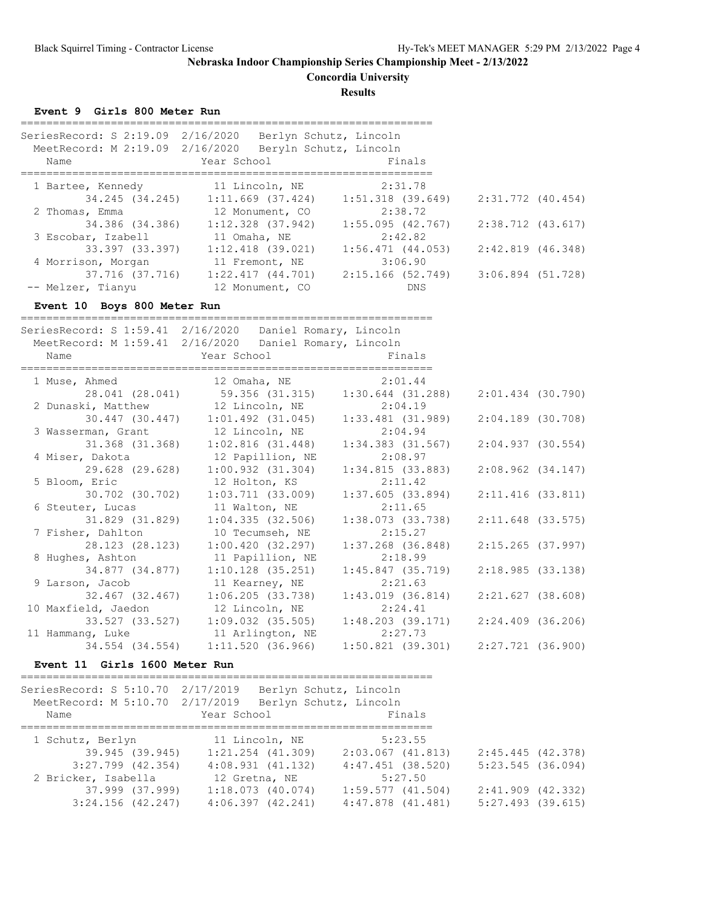# Nebraska Indoor Championship Series Championship Meet - 2/13/2022

## Concordia University

### Results

**Event 9 Girls 800 Meter Run**

SeriesRecord: S 2:19.09 2/16/2020 Berlyn Schutz, Lincoln
MeetRecord: M 2:19.09 2/16/2020 Beryln Schutz, Lincoln

| Place | Name | Year | School | Finals |
|---|---|---|---|---|
| 1 | Bartee, Kennedy | 11 | Lincoln, NE | 2:31.78 |
| | 34.245 (34.245) | 1:11.669 (37.424) | 1:51.318 (39.649) | 2:31.772 (40.454) |
| 2 | Thomas, Emma | 12 | Monument, CO | 2:38.72 |
| | 34.386 (34.386) | 1:12.328 (37.942) | 1:55.095 (42.767) | 2:38.712 (43.617) |
| 3 | Escobar, Izabell | 11 | Omaha, NE | 2:42.82 |
| | 33.397 (33.397) | 1:12.418 (39.021) | 1:56.471 (44.053) | 2:42.819 (46.348) |
| 4 | Morrison, Morgan | 11 | Fremont, NE | 3:06.90 |
| | 37.716 (37.716) | 1:22.417 (44.701) | 2:15.166 (52.749) | 3:06.894 (51.728) |
| -- | Melzer, Tianyu | 12 | Monument, CO | DNS |

**Event 10 Boys 800 Meter Run**

SeriesRecord: S 1:59.41 2/16/2020 Daniel Romary, Lincoln
MeetRecord: M 1:59.41 2/16/2020 Daniel Romary, Lincoln

| Place | Name | Year | School | Finals |
|---|---|---|---|---|
| 1 | Muse, Ahmed | 12 | Omaha, NE | 2:01.44 |
| | 28.041 (28.041) | 59.356 (31.315) | 1:30.644 (31.288) | 2:01.434 (30.790) |
| 2 | Dunaski, Matthew | 12 | Lincoln, NE | 2:04.19 |
| | 30.447 (30.447) | 1:01.492 (31.045) | 1:33.481 (31.989) | 2:04.189 (30.708) |
| 3 | Wasserman, Grant | 12 | Lincoln, NE | 2:04.94 |
| | 31.368 (31.368) | 1:02.816 (31.448) | 1:34.383 (31.567) | 2:04.937 (30.554) |
| 4 | Miser, Dakota | 12 | Papillion, NE | 2:08.97 |
| | 29.628 (29.628) | 1:00.932 (31.304) | 1:34.815 (33.883) | 2:08.962 (34.147) |
| 5 | Bloom, Eric | 12 | Holton, KS | 2:11.42 |
| | 30.702 (30.702) | 1:03.711 (33.009) | 1:37.605 (33.894) | 2:11.416 (33.811) |
| 6 | Steuter, Lucas | 11 | Walton, NE | 2:11.65 |
| | 31.829 (31.829) | 1:04.335 (32.506) | 1:38.073 (33.738) | 2:11.648 (33.575) |
| 7 | Fisher, Dahlton | 10 | Tecumseh, NE | 2:15.27 |
| | 28.123 (28.123) | 1:00.420 (32.297) | 1:37.268 (36.848) | 2:15.265 (37.997) |
| 8 | Hughes, Ashton | 11 | Papillion, NE | 2:18.99 |
| | 34.877 (34.877) | 1:10.128 (35.251) | 1:45.847 (35.719) | 2:18.985 (33.138) |
| 9 | Larson, Jacob | 11 | Kearney, NE | 2:21.63 |
| | 32.467 (32.467) | 1:06.205 (33.738) | 1:43.019 (36.814) | 2:21.627 (38.608) |
| 10 | Maxfield, Jaedon | 12 | Lincoln, NE | 2:24.41 |
| | 33.527 (33.527) | 1:09.032 (35.505) | 1:48.203 (39.171) | 2:24.409 (36.206) |
| 11 | Hammang, Luke | 11 | Arlington, NE | 2:27.73 |
| | 34.554 (34.554) | 1:11.520 (36.966) | 1:50.821 (39.301) | 2:27.721 (36.900) |

**Event 11 Girls 1600 Meter Run**

SeriesRecord: S 5:10.70 2/17/2019 Berlyn Schutz, Lincoln
MeetRecord: M 5:10.70 2/17/2019 Berlyn Schutz, Lincoln

| Place | Name | Year | School | Finals |
|---|---|---|---|---|
| 1 | Schutz, Berlyn | 11 | Lincoln, NE | 5:23.55 |
| | 39.945 (39.945) | 1:21.254 (41.309) | 2:03.067 (41.813) | 2:45.445 (42.378) |
| | 3:27.799 (42.354) | 4:08.931 (41.132) | 4:47.451 (38.520) | 5:23.545 (36.094) |
| 2 | Bricker, Isabella | 12 | Gretna, NE | 5:27.50 |
| | 37.999 (37.999) | 1:18.073 (40.074) | 1:59.577 (41.504) | 2:41.909 (42.332) |
| | 3:24.156 (42.247) | 4:06.397 (42.241) | 4:47.878 (41.481) | 5:27.493 (39.615) |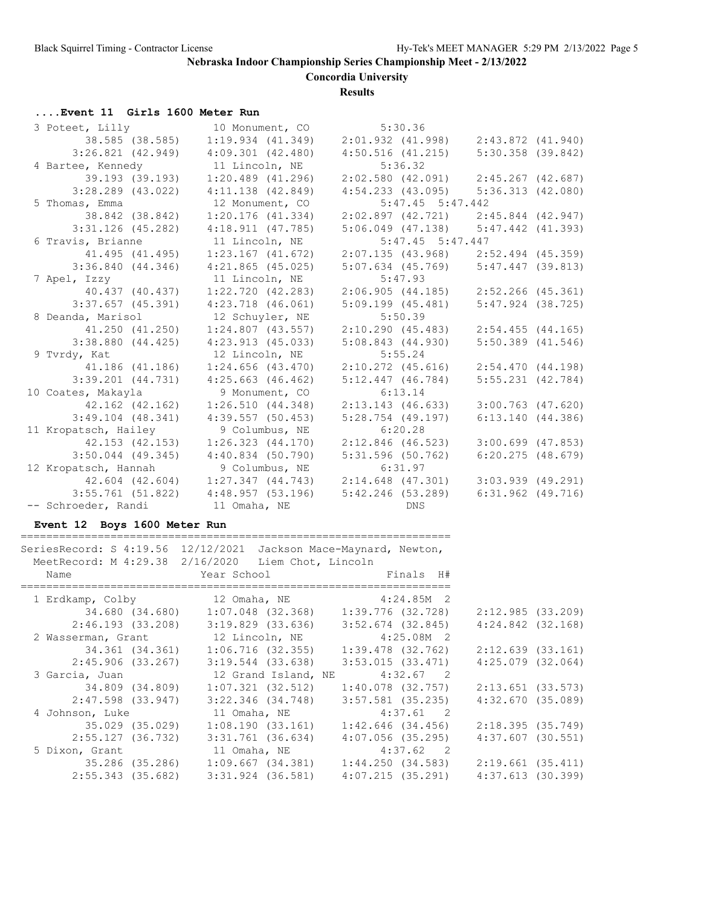**Nebraska Indoor Championship Series Championship Meet - 2/13/2022**

**Concordia University**

**Results**

### ....Event 11 Girls 1600 Meter Run

```
  3 Poteet, Lilly              10 Monument, CO           5:30.36
         38.585 (38.585)     1:19.934 (41.349)     2:01.932 (41.998)     2:43.872 (41.940)
       3:26.821 (42.949)     4:09.301 (42.480)     4:50.516 (41.215)     5:30.358 (39.842)
  4 Bartee, Kennedy            11 Lincoln, NE            5:36.32
         39.193 (39.193)     1:20.489 (41.296)     2:02.580 (42.091)     2:45.267 (42.687)
       3:28.289 (43.022)     4:11.138 (42.849)     4:54.233 (43.095)     5:36.313 (42.080)
  5 Thomas, Emma               12 Monument, CO           5:47.45  5:47.442
         38.842 (38.842)     1:20.176 (41.334)     2:02.897 (42.721)     2:45.844 (42.947)
       3:31.126 (45.282)     4:18.911 (47.785)     5:06.049 (47.138)     5:47.442 (41.393)
  6 Travis, Brianne            11 Lincoln, NE            5:47.45  5:47.447
         41.495 (41.495)     1:23.167 (41.672)     2:07.135 (43.968)     2:52.494 (45.359)
       3:36.840 (44.346)     4:21.865 (45.025)     5:07.634 (45.769)     5:47.447 (39.813)
  7 Apel, Izzy                 11 Lincoln, NE            5:47.93
         40.437 (40.437)     1:22.720 (42.283)     2:06.905 (44.185)     2:52.266 (45.361)
       3:37.657 (45.391)     4:23.718 (46.061)     5:09.199 (45.481)     5:47.924 (38.725)
  8 Deanda, Marisol            12 Schuyler, NE           5:50.39
         41.250 (41.250)     1:24.807 (43.557)     2:10.290 (45.483)     2:54.455 (44.165)
       3:38.880 (44.425)     4:23.913 (45.033)     5:08.843 (44.930)     5:50.389 (41.546)
  9 Tvrdy, Kat                 12 Lincoln, NE            5:55.24
         41.186 (41.186)     1:24.656 (43.470)     2:10.272 (45.616)     2:54.470 (44.198)
       3:39.201 (44.731)     4:25.663 (46.462)     5:12.447 (46.784)     5:55.231 (42.784)
 10 Coates, Makayla             9 Monument, CO           6:13.14
         42.162 (42.162)     1:26.510 (44.348)     2:13.143 (46.633)     3:00.763 (47.620)
       3:49.104 (48.341)     4:39.557 (50.453)     5:28.754 (49.197)     6:13.140 (44.386)
 11 Kropatsch, Hailey           9 Columbus, NE           6:20.28
         42.153 (42.153)     1:26.323 (44.170)     2:12.846 (46.523)     3:00.699 (47.853)
       3:50.044 (49.345)     4:40.834 (50.790)     5:31.596 (50.762)     6:20.275 (48.679)
 12 Kropatsch, Hannah           9 Columbus, NE           6:31.97
         42.604 (42.604)     1:27.347 (44.743)     2:14.648 (47.301)     3:03.939 (49.291)
       3:55.761 (51.822)     4:48.957 (53.196)     5:42.246 (53.289)     6:31.962 (49.716)
 -- Schroeder, Randi           11 Omaha, NE                  DNS
```

### Event 12 Boys 1600 Meter Run

```
===================================================================
SeriesRecord: S 4:19.56  12/12/2021  Jackson Mace-Maynard, Newton,
 MeetRecord: M 4:29.38  2/16/2020   Liem Chot, Lincoln
   Name                    Year School                 Finals  H#
===================================================================
  1 Erdkamp, Colby             12 Omaha, NE             4:24.85M  2
         34.680 (34.680)     1:07.048 (32.368)     1:39.776 (32.728)     2:12.985 (33.209)
       2:46.193 (33.208)     3:19.829 (33.636)     3:52.674 (32.845)     4:24.842 (32.168)
  2 Wasserman, Grant           12 Lincoln, NE           4:25.08M  2
         34.361 (34.361)     1:06.716 (32.355)     1:39.478 (32.762)     2:12.639 (33.161)
       2:45.906 (33.267)     3:19.544 (33.638)     3:53.015 (33.471)     4:25.079 (32.064)
  3 Garcia, Juan               12 Grand Island, NE      4:32.67   2
         34.809 (34.809)     1:07.321 (32.512)     1:40.078 (32.757)     2:13.651 (33.573)
       2:47.598 (33.947)     3:22.346 (34.748)     3:57.581 (35.235)     4:32.670 (35.089)
  4 Johnson, Luke              11 Omaha, NE             4:37.61   2
         35.029 (35.029)     1:08.190 (33.161)     1:42.646 (34.456)     2:18.395 (35.749)
       2:55.127 (36.732)     3:31.761 (36.634)     4:07.056 (35.295)     4:37.607 (30.551)
  5 Dixon, Grant               11 Omaha, NE             4:37.62   2
         35.286 (35.286)     1:09.667 (34.381)     1:44.250 (34.583)     2:19.661 (35.411)
       2:55.343 (35.682)     3:31.924 (36.581)     4:07.215 (35.291)     4:37.613 (30.399)
```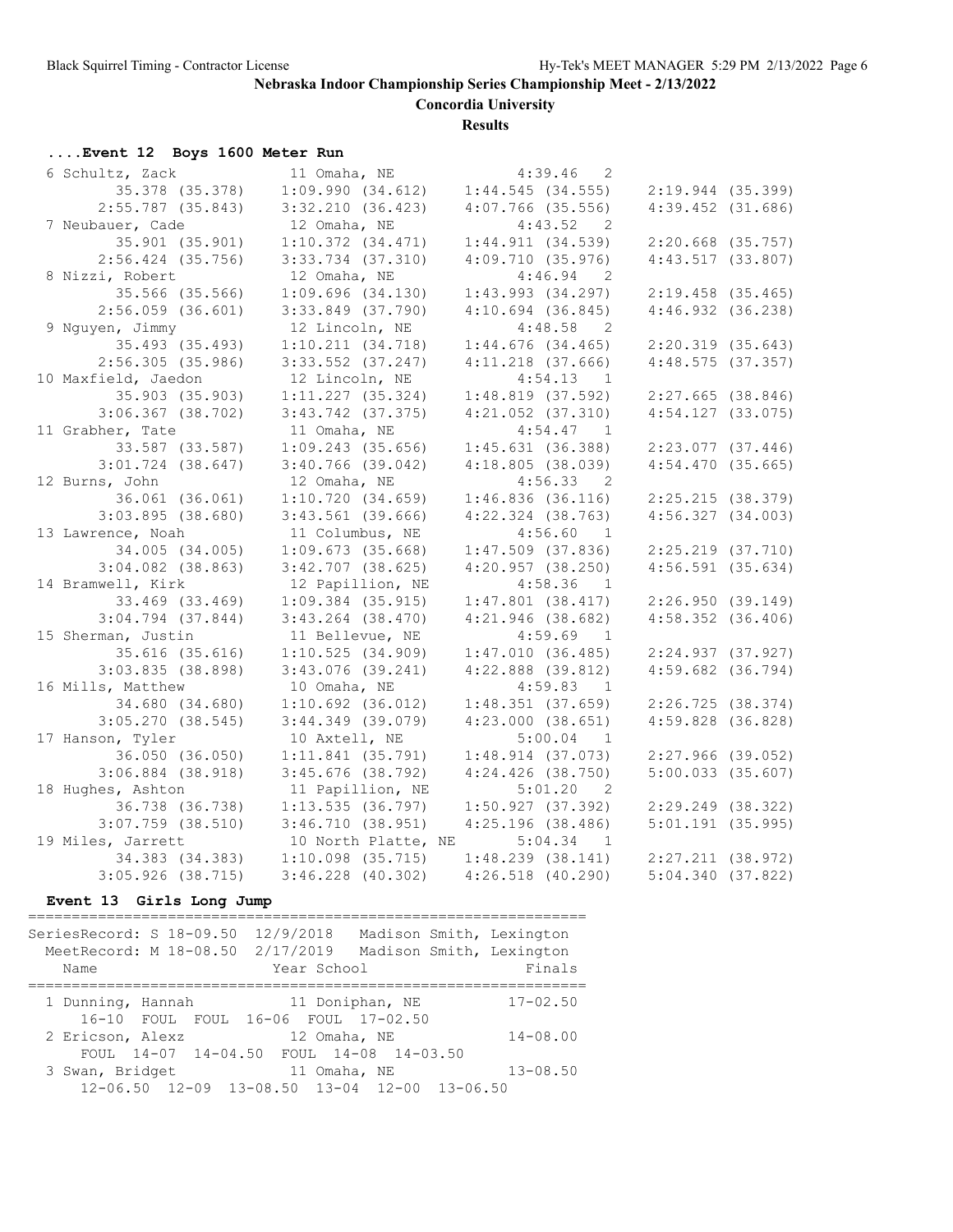## Nebraska Indoor Championship Series Championship Meet - 2/13/2022

**Concordia University**

**Results**

### ....Event 12 Boys 1600 Meter Run

```
  6 Schultz, Zack             11 Omaha, NE                4:39.46   2
        35.378 (35.378)     1:09.990 (34.612)     1:44.545 (34.555)     2:19.944 (35.399)
      2:55.787 (35.843)     3:32.210 (36.423)     4:07.766 (35.556)     4:39.452 (31.686)
  7 Neubauer, Cade            12 Omaha, NE                4:43.52   2
        35.901 (35.901)     1:10.372 (34.471)     1:44.911 (34.539)     2:20.668 (35.757)
      2:56.424 (35.756)     3:33.734 (37.310)     4:09.710 (35.976)     4:43.517 (33.807)
  8 Nizzi, Robert             12 Omaha, NE                4:46.94   2
        35.566 (35.566)     1:09.696 (34.130)     1:43.993 (34.297)     2:19.458 (35.465)
      2:56.059 (36.601)     3:33.849 (37.790)     4:10.694 (36.845)     4:46.932 (36.238)
  9 Nguyen, Jimmy             12 Lincoln, NE              4:48.58   2
        35.493 (35.493)     1:10.211 (34.718)     1:44.676 (34.465)     2:20.319 (35.643)
      2:56.305 (35.986)     3:33.552 (37.247)     4:11.218 (37.666)     4:48.575 (37.357)
 10 Maxfield, Jaedon          12 Lincoln, NE              4:54.13   1
        35.903 (35.903)     1:11.227 (35.324)     1:48.819 (37.592)     2:27.665 (38.846)
      3:06.367 (38.702)     3:43.742 (37.375)     4:21.052 (37.310)     4:54.127 (33.075)
 11 Grabher, Tate             11 Omaha, NE                4:54.47   1
        33.587 (33.587)     1:09.243 (35.656)     1:45.631 (36.388)     2:23.077 (37.446)
      3:01.724 (38.647)     3:40.766 (39.042)     4:18.805 (38.039)     4:54.470 (35.665)
 12 Burns, John               12 Omaha, NE                4:56.33   2
        36.061 (36.061)     1:10.720 (34.659)     1:46.836 (36.116)     2:25.215 (38.379)
      3:03.895 (38.680)     3:43.561 (39.666)     4:22.324 (38.763)     4:56.327 (34.003)
 13 Lawrence, Noah            11 Columbus, NE             4:56.60   1
        34.005 (34.005)     1:09.673 (35.668)     1:47.509 (37.836)     2:25.219 (37.710)
      3:04.082 (38.863)     3:42.707 (38.625)     4:20.957 (38.250)     4:56.591 (35.634)
 14 Bramwell, Kirk            12 Papillion, NE            4:58.36   1
        33.469 (33.469)     1:09.384 (35.915)     1:47.801 (38.417)     2:26.950 (39.149)
      3:04.794 (37.844)     3:43.264 (38.470)     4:21.946 (38.682)     4:58.352 (36.406)
 15 Sherman, Justin           11 Bellevue, NE             4:59.69   1
        35.616 (35.616)     1:10.525 (34.909)     1:47.010 (36.485)     2:24.937 (37.927)
      3:03.835 (38.898)     3:43.076 (39.241)     4:22.888 (39.812)     4:59.682 (36.794)
 16 Mills, Matthew            10 Omaha, NE                4:59.83   1
        34.680 (34.680)     1:10.692 (36.012)     1:48.351 (37.659)     2:26.725 (38.374)
      3:05.270 (38.545)     3:44.349 (39.079)     4:23.000 (38.651)     4:59.828 (36.828)
 17 Hanson, Tyler             10 Axtell, NE               5:00.04   1
        36.050 (36.050)     1:11.841 (35.791)     1:48.914 (37.073)     2:27.966 (39.052)
      3:06.884 (38.918)     3:45.676 (38.792)     4:24.426 (38.750)     5:00.033 (35.607)
 18 Hughes, Ashton            11 Papillion, NE            5:01.20   2
        36.738 (36.738)     1:13.535 (36.797)     1:50.927 (37.392)     2:29.249 (38.322)
      3:07.759 (38.510)     3:46.710 (38.951)     4:25.196 (38.486)     5:01.191 (35.995)
 19 Miles, Jarrett            10 North Platte, NE         5:04.34   1
        34.383 (34.383)     1:10.098 (35.715)     1:48.239 (38.141)     2:27.211 (38.972)
      3:05.926 (38.715)     3:46.228 (40.302)     4:26.518 (40.290)     5:04.340 (37.822)
```

### Event 13 Girls Long Jump

```
================================================================
SeriesRecord: S 18-09.50  12/9/2018   Madison Smith, Lexington
  MeetRecord: M 18-08.50  2/17/2019   Madison Smith, Lexington
    Name                    Year School                 Finals
================================================================
  1 Dunning, Hannah          11 Doniphan, NE          17-02.50
     16-10  FOUL  FOUL  16-06  FOUL  17-02.50
  2 Ericson, Alexz           12 Omaha, NE             14-08.00
     FOUL  14-07  14-04.50  FOUL  14-08  14-03.50
  3 Swan, Bridget            11 Omaha, NE             13-08.50
     12-06.50  12-09  13-08.50  13-04  12-00  13-06.50
```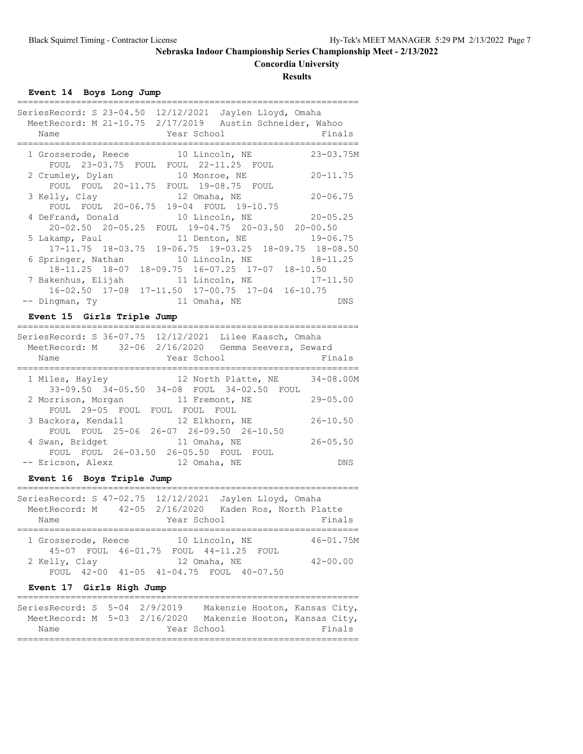## Nebraska Indoor Championship Series Championship Meet - 2/13/2022

**Concordia University**

**Results**

### Event 14 Boys Long Jump

SeriesRecord: S 23-04.50 12/12/2021 Jaylen Lloyd, Omaha
MeetRecord: M 21-10.75 2/17/2019 Austin Schneider, Wahoo

| Place | Name | Year | School | Finals |
|---|---|---|---|---|
| 1 | Grosserode, Reece | 10 | Lincoln, NE | 23-03.75M |
| | FOUL 23-03.75 FOUL FOUL 22-11.25 FOUL | | | |
| 2 | Crumley, Dylan | 10 | Monroe, NE | 20-11.75 |
| | FOUL FOUL 20-11.75 FOUL 19-08.75 FOUL | | | |
| 3 | Kelly, Clay | 12 | Omaha, NE | 20-06.75 |
| | FOUL FOUL 20-06.75 19-04 FOUL 19-10.75 | | | |
| 4 | DeFrand, Donald | 10 | Lincoln, NE | 20-05.25 |
| | 20-02.50 20-05.25 FOUL 19-04.75 20-03.50 20-00.50 | | | |
| 5 | Lakamp, Paul | 11 | Denton, NE | 19-06.75 |
| | 17-11.75 18-03.75 19-06.75 19-03.25 18-09.75 18-08.50 | | | |
| 6 | Springer, Nathan | 10 | Lincoln, NE | 18-11.25 |
| | 18-11.25 18-07 18-09.75 16-07.25 17-07 18-10.50 | | | |
| 7 | Bakenhus, Elijah | 11 | Lincoln, NE | 17-11.50 |
| | 16-02.50 17-08 17-11.50 17-00.75 17-04 16-10.75 | | | |
| -- | Dingman, Ty | 11 | Omaha, NE | DNS |

### Event 15 Girls Triple Jump

SeriesRecord: S 36-07.75 12/12/2021 Lilee Kaasch, Omaha
MeetRecord: M 32-06 2/16/2020 Gemma Seevers, Seward

| Place | Name | Year | School | Finals |
|---|---|---|---|---|
| 1 | Miles, Hayley | 12 | North Platte, NE | 34-08.00M |
| | 33-09.50 34-05.50 34-08 FOUL 34-02.50 FOUL | | | |
| 2 | Morrison, Morgan | 11 | Fremont, NE | 29-05.00 |
| | FOUL 29-05 FOUL FOUL FOUL FOUL | | | |
| 3 | Backora, Kendall | 12 | Elkhorn, NE | 26-10.50 |
| | FOUL FOUL 25-06 26-07 26-09.50 26-10.50 | | | |
| 4 | Swan, Bridget | 11 | Omaha, NE | 26-05.50 |
| | FOUL FOUL 26-03.50 26-05.50 FOUL FOUL | | | |
| -- | Ericson, Alexz | 12 | Omaha, NE | DNS |

### Event 16 Boys Triple Jump

SeriesRecord: S 47-02.75 12/12/2021 Jaylen Lloyd, Omaha
MeetRecord: M 42-05 2/16/2020 Kaden Ros, North Platte

| Place | Name | Year | School | Finals |
|---|---|---|---|---|
| 1 | Grosserode, Reece | 10 | Lincoln, NE | 46-01.75M |
| | 45-07 FOUL 46-01.75 FOUL 44-11.25 FOUL | | | |
| 2 | Kelly, Clay | 12 | Omaha, NE | 42-00.00 |
| | FOUL 42-00 41-05 41-04.75 FOUL 40-07.50 | | | |

### Event 17 Girls High Jump

SeriesRecord: S 5-04 2/9/2019 Makenzie Hooton, Kansas City,
MeetRecord: M 5-03 2/16/2020 Makenzie Hooton, Kansas City,

| Name | Year | School | Finals |
|---|---|---|---|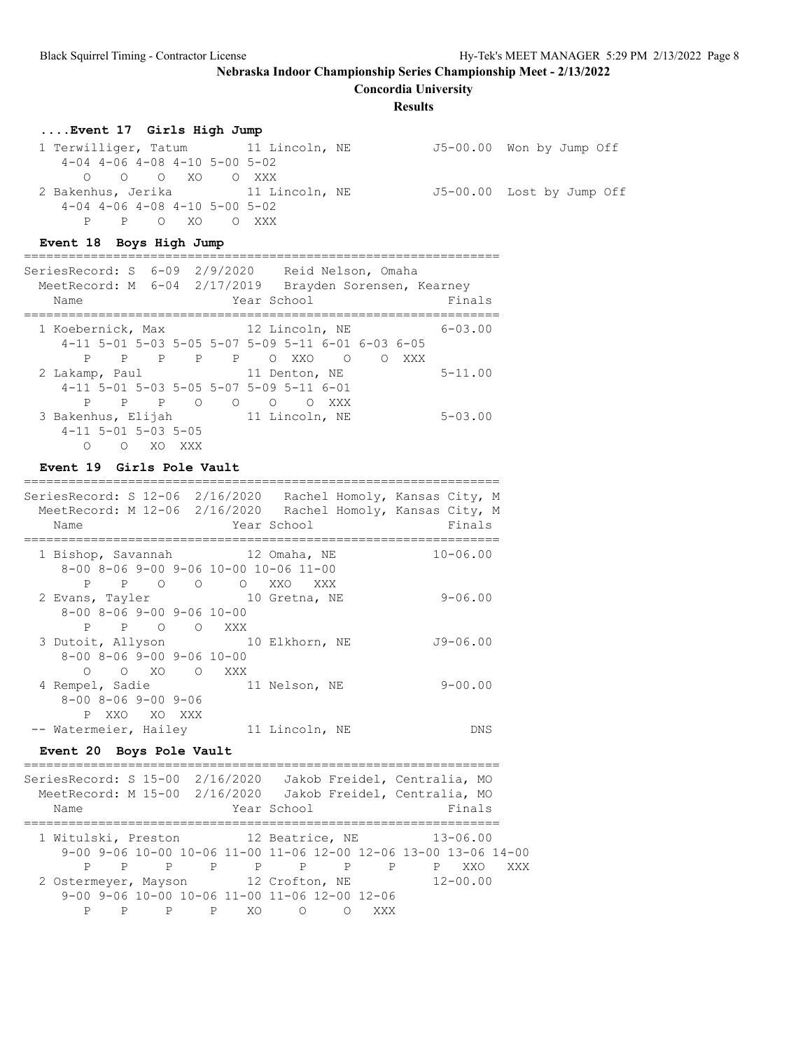## Nebraska Indoor Championship Series Championship Meet - 2/13/2022

**Concordia University**

**Results**

### ....Event 17 Girls High Jump

```
 1 Terwilliger, Tatum        11 Lincoln, NE           J5-00.00  Won by Jump Off
    4-04 4-06 4-08 4-10 5-00 5-02
       O    O    O   XO    O  XXX
 2 Bakenhus, Jerika          11 Lincoln, NE           J5-00.00  Lost by Jump Off
    4-04 4-06 4-08 4-10 5-00 5-02
       P    P    O   XO    O  XXX
```

### Event 18 Boys High Jump

```
================================================================
SeriesRecord: S  6-09  2/9/2020    Reid Nelson, Omaha
  MeetRecord: M  6-04  2/17/2019   Brayden Sorensen, Kearney
    Name                    Year School                  Finals
================================================================
  1 Koebernick, Max          12 Lincoln, NE             6-03.00
     4-11 5-01 5-03 5-05 5-07 5-09 5-11 6-01 6-03 6-05
        P    P    P    P    P    O  XXO    O    O  XXX
  2 Lakamp, Paul             11 Denton, NE              5-11.00
     4-11 5-01 5-03 5-05 5-07 5-09 5-11 6-01
        P    P    P    O    O    O    O  XXX
  3 Bakenhus, Elijah         11 Lincoln, NE             5-03.00
     4-11 5-01 5-03 5-05
        O    O   XO  XXX
```

### Event 19 Girls Pole Vault

```
================================================================
SeriesRecord: S 12-06  2/16/2020   Rachel Homoly, Kansas City, M
  MeetRecord: M 12-06  2/16/2020   Rachel Homoly, Kansas City, M
    Name                    Year School                  Finals
================================================================
  1 Bishop, Savannah         12 Omaha, NE              10-06.00
     8-00 8-06 9-00 9-06 10-00 10-06 11-00
        P    P    O    O     O   XXO   XXX
  2 Evans, Tayler            10 Gretna, NE              9-06.00
     8-00 8-06 9-00 9-06 10-00
        P    P    O    O   XXX
  3 Dutoit, Allyson          10 Elkhorn, NE            J9-06.00
     8-00 8-06 9-00 9-06 10-00
        O    O   XO    O   XXX
  4 Rempel, Sadie            11 Nelson, NE              9-00.00
     8-00 8-06 9-00 9-06
        P  XXO   XO  XXX
 -- Watermeier, Hailey       11 Lincoln, NE                 DNS
```

### Event 20 Boys Pole Vault

```
================================================================
SeriesRecord: S 15-00  2/16/2020   Jakob Freidel, Centralia, MO
  MeetRecord: M 15-00  2/16/2020   Jakob Freidel, Centralia, MO
    Name                    Year School                  Finals
================================================================
  1 Witulski, Preston        12 Beatrice, NE           13-06.00
     9-00 9-06 10-00 10-06 11-00 11-06 12-00 12-06 13-00 13-06 14-00
        P    P     P     P     P     P     P     P     P   XXO   XXX
  2 Ostermeyer, Mayson       12 Crofton, NE            12-00.00
     9-00 9-06 10-00 10-06 11-00 11-06 12-00 12-06
        P    P     P     P    XO     O     O   XXX
```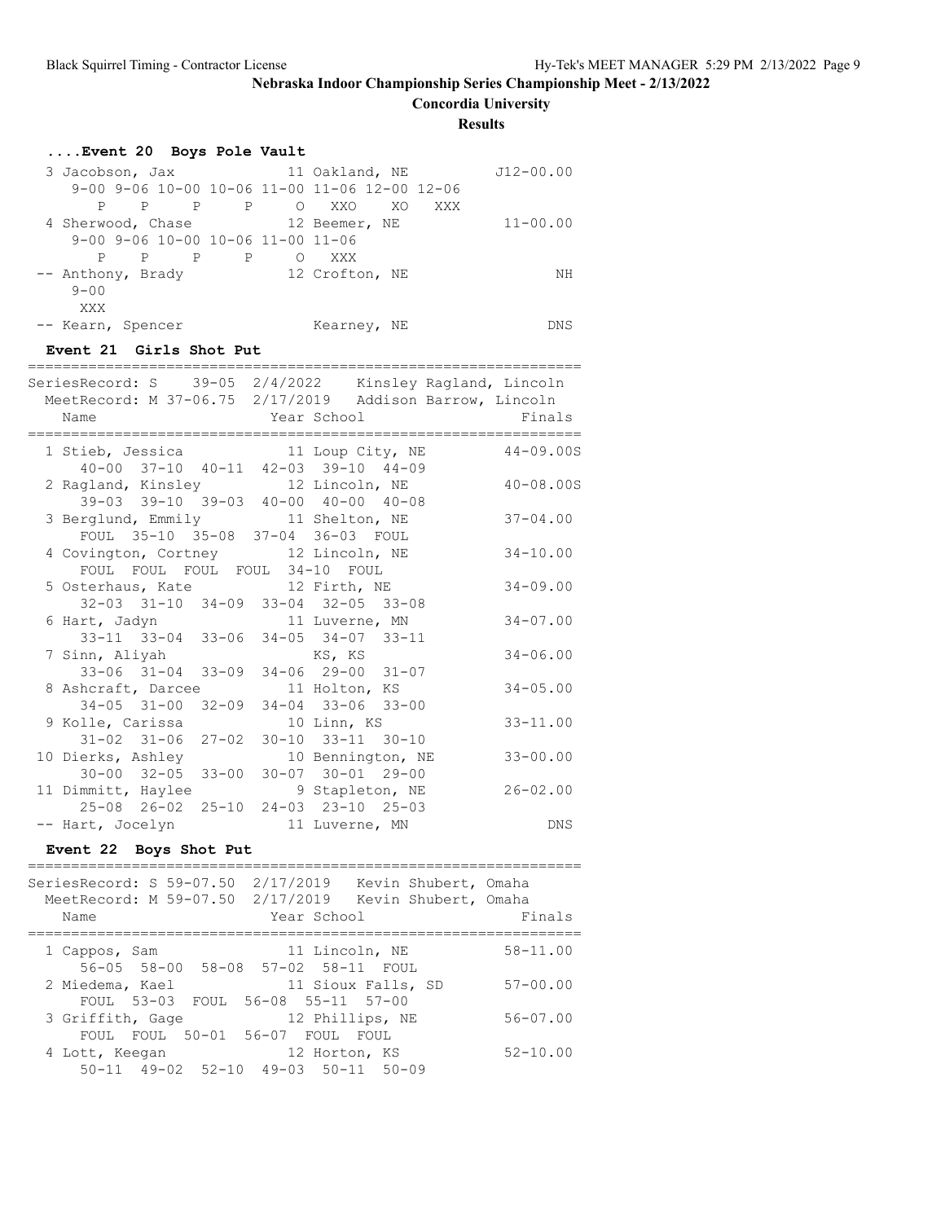**Nebraska Indoor Championship Series Championship Meet - 2/13/2022**

**Concordia University**

**Results**

### ....Event 20 Boys Pole Vault

```
  3 Jacobson, Jax             11 Oakland, NE          J12-00.00
     9-00 9-06 10-00 10-06 11-00 11-06 12-00 12-06
       P    P    P     P     O   XXO    XO   XXX
  4 Sherwood, Chase           12 Beemer, NE            11-00.00
     9-00 9-06 10-00 10-06 11-00 11-06
       P    P    P     P     O   XXX
 -- Anthony, Brady            12 Crofton, NE                 NH
     9-00
      XXX
 -- Kearn, Spencer               Kearney, NE                DNS
```

### Event 21 Girls Shot Put

```
================================================================
SeriesRecord: S    39-05  2/4/2022    Kinsley Ragland, Lincoln
  MeetRecord: M 37-06.75  2/17/2019   Addison Barrow, Lincoln
    Name                    Year School                  Finals
================================================================
  1 Stieb, Jessica            11 Loup City, NE        44-09.00S
     40-00  37-10  40-11  42-03  39-10  44-09
  2 Ragland, Kinsley          12 Lincoln, NE          40-08.00S
     39-03  39-10  39-03  40-00  40-00  40-08
  3 Berglund, Emmily          11 Shelton, NE           37-04.00
     FOUL  35-10  35-08  37-04  36-03  FOUL
  4 Covington, Cortney        12 Lincoln, NE           34-10.00
     FOUL  FOUL  FOUL  FOUL  34-10  FOUL
  5 Osterhaus, Kate           12 Firth, NE             34-09.00
     32-03  31-10  34-09  33-04  32-05  33-08
  6 Hart, Jadyn               11 Luverne, MN           34-07.00
     33-11  33-04  33-06  34-05  34-07  33-11
  7 Sinn, Aliyah                 KS, KS                34-06.00
     33-06  31-04  33-09  34-06  29-00  31-07
  8 Ashcraft, Darcee          11 Holton, KS            34-05.00
     34-05  31-00  32-09  34-04  33-06  33-00
  9 Kolle, Carissa            10 Linn, KS              33-11.00
     31-02  31-06  27-02  30-10  33-11  30-10
 10 Dierks, Ashley            10 Bennington, NE        33-00.00
     30-00  32-05  33-00  30-07  30-01  29-00
 11 Dimmitt, Haylee            9 Stapleton, NE         26-02.00
     25-08  26-02  25-10  24-03  23-10  25-03
 -- Hart, Jocelyn             11 Luverne, MN                DNS
```

### Event 22 Boys Shot Put

```
================================================================
SeriesRecord: S 59-07.50  2/17/2019   Kevin Shubert, Omaha
  MeetRecord: M 59-07.50  2/17/2019   Kevin Shubert, Omaha
    Name                    Year School                  Finals
================================================================
  1 Cappos, Sam               11 Lincoln, NE           58-11.00
     56-05  58-00  58-08  57-02  58-11  FOUL
  2 Miedema, Kael             11 Sioux Falls, SD       57-00.00
     FOUL  53-03  FOUL  56-08  55-11  57-00
  3 Griffith, Gage            12 Phillips, NE          56-07.00
     FOUL  FOUL  50-01  56-07  FOUL  FOUL
  4 Lott, Keegan              12 Horton, KS            52-10.00
     50-11  49-02  52-10  49-03  50-11  50-09
```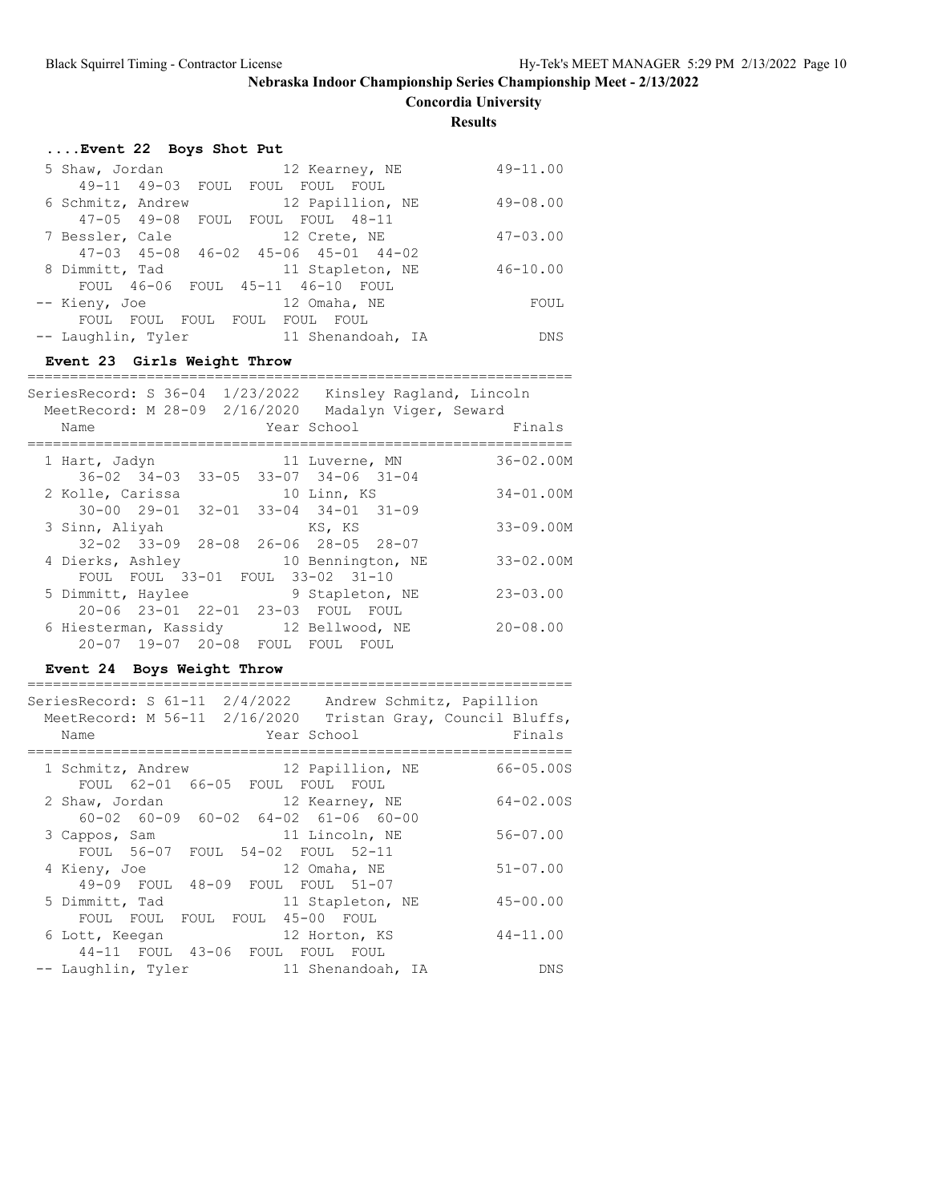# Nebraska Indoor Championship Series Championship Meet - 2/13/2022

## Concordia University

### Results

#### ....Event 22 Boys Shot Put

| Place | Name | Year | School | Finals |
|---|---|---|---|---|
| 5 | Shaw, Jordan | 12 | Kearney, NE | 49-11.00 |
| | 49-11 49-03 FOUL FOUL FOUL FOUL | | | |
| 6 | Schmitz, Andrew | 12 | Papillion, NE | 49-08.00 |
| | 47-05 49-08 FOUL FOUL FOUL 48-11 | | | |
| 7 | Bessler, Cale | 12 | Crete, NE | 47-03.00 |
| | 47-03 45-08 46-02 45-06 45-01 44-02 | | | |
| 8 | Dimmitt, Tad | 11 | Stapleton, NE | 46-10.00 |
| | FOUL 46-06 FOUL 45-11 46-10 FOUL | | | |
| -- | Kieny, Joe | 12 | Omaha, NE | FOUL |
| | FOUL FOUL FOUL FOUL FOUL FOUL | | | |
| -- | Laughlin, Tyler | 11 | Shenandoah, IA | DNS |

#### Event 23 Girls Weight Throw

SeriesRecord: S 36-04 1/23/2022 Kinsley Ragland, Lincoln
MeetRecord: M 28-09 2/16/2020 Madalyn Viger, Seward

| Place | Name | Year | School | Finals |
|---|---|---|---|---|
| 1 | Hart, Jadyn | 11 | Luverne, MN | 36-02.00M |
| | 36-02 34-03 33-05 33-07 34-06 31-04 | | | |
| 2 | Kolle, Carissa | 10 | Linn, KS | 34-01.00M |
| | 30-00 29-01 32-01 33-04 34-01 31-09 | | | |
| 3 | Sinn, Aliyah | | KS, KS | 33-09.00M |
| | 32-02 33-09 28-08 26-06 28-05 28-07 | | | |
| 4 | Dierks, Ashley | 10 | Bennington, NE | 33-02.00M |
| | FOUL FOUL 33-01 FOUL 33-02 31-10 | | | |
| 5 | Dimmitt, Haylee | 9 | Stapleton, NE | 23-03.00 |
| | 20-06 23-01 22-01 23-03 FOUL FOUL | | | |
| 6 | Hiesterman, Kassidy | 12 | Bellwood, NE | 20-08.00 |
| | 20-07 19-07 20-08 FOUL FOUL FOUL | | | |

#### Event 24 Boys Weight Throw

SeriesRecord: S 61-11 2/4/2022 Andrew Schmitz, Papillion
MeetRecord: M 56-11 2/16/2020 Tristan Gray, Council Bluffs,

| Place | Name | Year | School | Finals |
|---|---|---|---|---|
| 1 | Schmitz, Andrew | 12 | Papillion, NE | 66-05.00S |
| | FOUL 62-01 66-05 FOUL FOUL FOUL | | | |
| 2 | Shaw, Jordan | 12 | Kearney, NE | 64-02.00S |
| | 60-02 60-09 60-02 64-02 61-06 60-00 | | | |
| 3 | Cappos, Sam | 11 | Lincoln, NE | 56-07.00 |
| | FOUL 56-07 FOUL 54-02 FOUL 52-11 | | | |
| 4 | Kieny, Joe | 12 | Omaha, NE | 51-07.00 |
| | 49-09 FOUL 48-09 FOUL FOUL 51-07 | | | |
| 5 | Dimmitt, Tad | 11 | Stapleton, NE | 45-00.00 |
| | FOUL FOUL FOUL FOUL 45-00 FOUL | | | |
| 6 | Lott, Keegan | 12 | Horton, KS | 44-11.00 |
| | 44-11 FOUL 43-06 FOUL FOUL FOUL | | | |
| -- | Laughlin, Tyler | 11 | Shenandoah, IA | DNS |